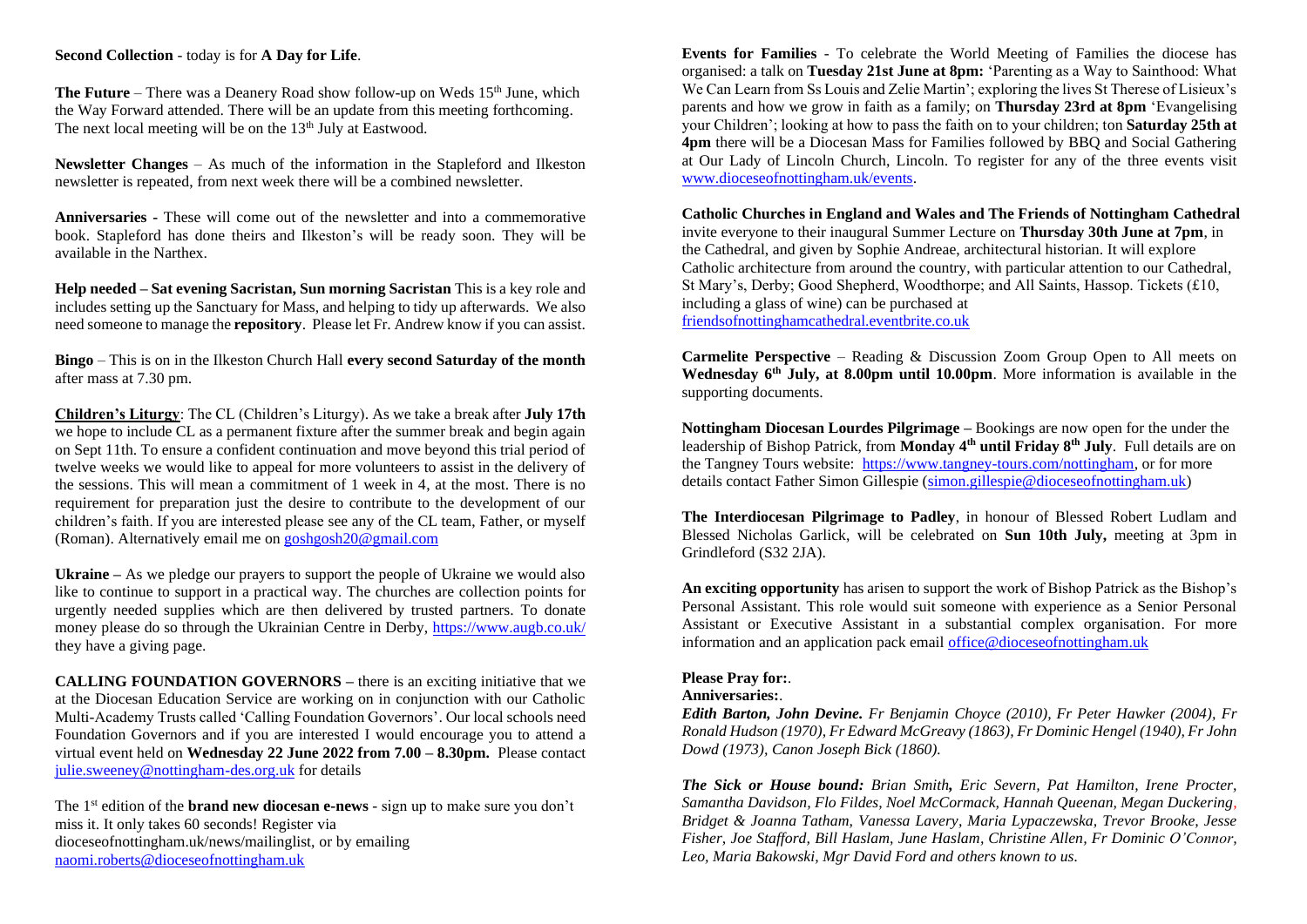**Second Collection** - today is for **A Day for Life**.

**The Future** – There was a Deanery Road show follow-up on Weds 15th June, which the Way Forward attended. There will be an update from this meeting forthcoming. The next local meeting will be on the 13th July at Eastwood.

**Newsletter Changes** – As much of the information in the Stapleford and Ilkeston newsletter is repeated, from next week there will be a combined newsletter.

**Anniversaries -** These will come out of the newsletter and into a commemorative book. Stapleford has done theirs and Ilkeston's will be ready soon. They will be available in the Narthex.

**Help needed – Sat evening Sacristan, Sun morning Sacristan** This is a key role and includes setting up the Sanctuary for Mass, and helping to tidy up afterwards. We also need someone to manage the **repository**. Please let Fr. Andrew know if you can assist.

**Bingo** – This is on in the Ilkeston Church Hall **every second Saturday of the month** after mass at 7.30 pm.

**Children's Liturgy**: The CL (Children's Liturgy). As we take a break after **July 17th** we hope to include CL as a permanent fixture after the summer break and begin again on Sept 11th. To ensure a confident continuation and move beyond this trial period of twelve weeks we would like to appeal for more volunteers to assist in the delivery of the sessions. This will mean a commitment of 1 week in 4, at the most. There is no requirement for preparation just the desire to contribute to the development of our children's faith. If you are interested please see any of the CL team, Father, or myself (Roman). Alternatively email me on goshgosh20@gmail.com

**Ukraine –** As we pledge our prayers to support the people of Ukraine we would also like to continue to support in a practical way. The churches are collection points for urgently needed supplies which are then delivered by trusted partners. To donate money please do so through the Ukrainian Centre in Derby, https://www.augb.co.uk/ they have a giving page.

**CALLING FOUNDATION GOVERNORS –** there is an exciting initiative that we at the Diocesan Education Service are working on in conjunction with our Catholic Multi-Academy Trusts called 'Calling Foundation Governors'. Our local schools need Foundation Governors and if you are interested I would encourage you to attend a virtual event held on **Wednesday 22 June 2022 from 7.00 – 8.30pm.** Please contact julie.sweeney@nottingham-des.org.uk for details

The 1st edition of the **brand new diocesan e-news** - sign up to make sure you don't miss it. It only takes 60 seconds! Register via dioceseofnottingham.uk/news/mailinglist, or by emailing naomi.roberts@dioceseofnottingham.uk

**Events for Families** - To celebrate the World Meeting of Families the diocese has organised: a talk on **Tuesday 21st June at 8pm:** 'Parenting as a Way to Sainthood: What We Can Learn from Ss Louis and Zelie Martin'; exploring the lives St Therese of Lisieux's parents and how we grow in faith as a family; on **Thursday 23rd at 8pm** 'Evangelising your Children'; looking at how to pass the faith on to your children; ton **Saturday 25th at 4pm** there will be a Diocesan Mass for Families followed by BBQ and Social Gathering at Our Lady of Lincoln Church, Lincoln. To register for any of the three events visit www.dioceseofnottingham.uk/events.

**Catholic Churches in England and Wales and The Friends of Nottingham Cathedral** invite everyone to their inaugural Summer Lecture on **Thursday 30th June at 7pm**, in the Cathedral, and given by Sophie Andreae, architectural historian. It will explore Catholic architecture from around the country, with particular attention to our Cathedral, St Mary's, Derby; Good Shepherd, Woodthorpe; and All Saints, Hassop. Tickets (£10, including a glass of wine) can be purchased at friendsofnottinghamcathedral.eventbrite.co.uk

**Carmelite Perspective** – Reading & Discussion Zoom Group Open to All meets on **Wednesday 6th July, at 8.00pm until 10.00pm**. More information is available in the supporting documents.

**Nottingham Diocesan Lourdes Pilgrimage –** Bookings are now open for the under the leadership of Bishop Patrick, from **Monday 4th until Friday 8th July**. Full details are on the Tangney Tours website: https://www.tangney-tours.com/nottingham, or for more details contact Father Simon Gillespie (simon.gillespie@dioceseofnottingham.uk)

**The Interdiocesan Pilgrimage to Padley**, in honour of Blessed Robert Ludlam and Blessed Nicholas Garlick, will be celebrated on **Sun 10th July,** meeting at 3pm in Grindleford (S32 2JA).

**An exciting opportunity** has arisen to support the work of Bishop Patrick as the Bishop's Personal Assistant. This role would suit someone with experience as a Senior Personal Assistant or Executive Assistant in a substantial complex organisation. For more information and an application pack email office@dioceseofnottingham.uk

**Please Pray for:**.

**Anniversaries:**.

***Edith Barton, John Devine.*** *Fr Benjamin Choyce (2010), Fr Peter Hawker (2004), Fr Ronald Hudson (1970), Fr Edward McGreavy (1863), Fr Dominic Hengel (1940), Fr John Dowd (1973), Canon Joseph Bick (1860).*

***The Sick or House bound:*** *Brian Smith, Eric Severn, Pat Hamilton, Irene Procter, Samantha Davidson, Flo Fildes, Noel McCormack, Hannah Queenan, Megan Duckering, Bridget & Joanna Tatham, Vanessa Lavery, Maria Lypaczewska, Trevor Brooke, Jesse Fisher, Joe Stafford, Bill Haslam, June Haslam, Christine Allen, Fr Dominic O'Connor, Leo, Maria Bakowski, Mgr David Ford and others known to us.*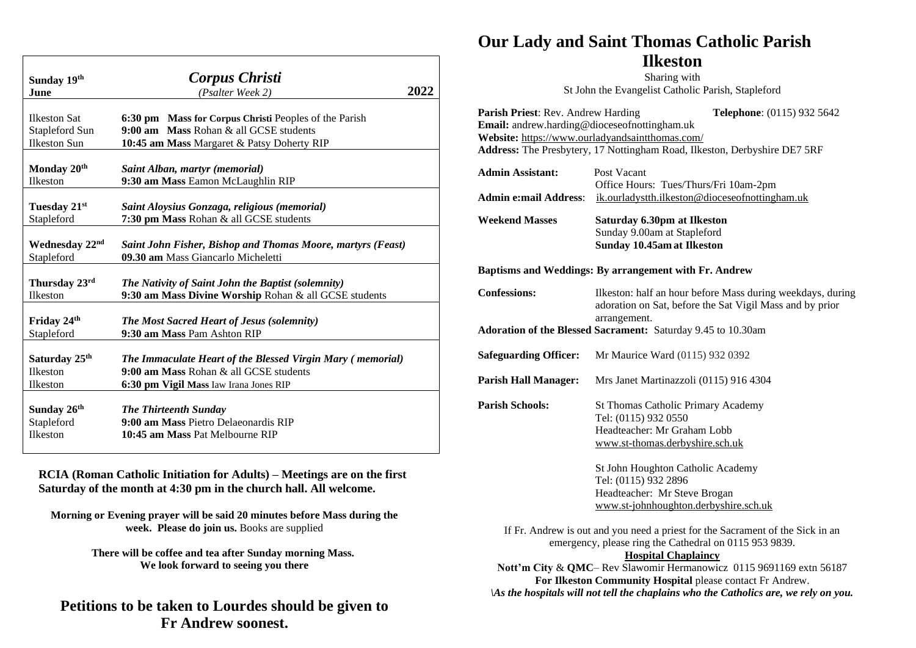| Sunday 19th June | *Corpus Christi* *(Psalter Week 2)* | 2022 |
|---|---|---|
| Ilkeston Sat | **6:30 pm Mass for Corpus Christi** Peoples of the Parish | |
| Stapleford Sun | **9:00 am Mass** Rohan & all GCSE students | |
| Ilkeston Sun | **10:45 am Mass** Margaret & Patsy Doherty RIP | |
| **Monday 20th** | ***Saint Alban, martyr (memorial)*** | |
| Ilkeston | **9:30 am Mass** Eamon McLaughlin RIP | |
| **Tuesday 21st** | ***Saint Aloysius Gonzaga, religious (memorial)*** | |
| Stapleford | **7:30 pm Mass** Rohan & all GCSE students | |
| **Wednesday 22nd** | ***Saint John Fisher, Bishop and Thomas Moore, martyrs (Feast)*** | |
| Stapleford | **09.30 am** Mass Giancarlo Micheletti | |
| **Thursday 23rd** | ***The Nativity of Saint John the Baptist (solemnity)*** | |
| Ilkeston | **9:30 am Mass Divine Worship** Rohan & all GCSE students | |
| **Friday 24th** | ***The Most Sacred Heart of Jesus (solemnity)*** | |
| Stapleford | **9:30 am Mass** Pam Ashton RIP | |
| **Saturday 25th** | ***The Immaculate Heart of the Blessed Virgin Mary ( memorial)*** | |
| Ilkeston | **9:00 am Mass** Rohan & all GCSE students | |
| Ilkeston | **6:30 pm Vigil Mass** Iaw Irana Jones RIP | |
| **Sunday 26th** | ***The Thirteenth Sunday*** | |
| Stapleford | **9:00 am Mass** Pietro Delaeonardis RIP | |
| Ilkeston | **10:45 am Mass** Pat Melbourne RIP | |

**RCIA (Roman Catholic Initiation for Adults) – Meetings are on the first Saturday of the month at 4:30 pm in the church hall. All welcome.**

**Morning or Evening prayer will be said 20 minutes before Mass during the week. Please do join us.** Books are supplied

**There will be coffee and tea after Sunday morning Mass.**
**We look forward to seeing you there**

## Petitions to be taken to Lourdes should be given to Fr Andrew soonest.

# Our Lady and Saint Thomas Catholic Parish Ilkeston

Sharing with
St John the Evangelist Catholic Parish, Stapleford

**Parish Priest**: Rev. Andrew Harding **Telephone**: (0115) 932 5642
**Email:** andrew.harding@dioceseofnottingham.uk
**Website:** https://www.ourladyandsaintthomas.com/
**Address:** The Presbytery, 17 Nottingham Road, Ilkeston, Derbyshire DE7 5RF

**Admin Assistant:** Post Vacant
Office Hours: Tues/Thurs/Fri 10am-2pm
**Admin e:mail Address**: ik.ourladystth.ilkeston@dioceseofnottingham.uk

**Weekend Masses** **Saturday 6.30pm at Ilkeston**
Sunday 9.00am at Stapleford
**Sunday 10.45am at Ilkeston**

**Baptisms and Weddings: By arrangement with Fr. Andrew**

**Confessions:** Ilkeston: half an hour before Mass during weekdays, during adoration on Sat, before the Sat Vigil Mass and by prior arrangement.

**Adoration of the Blessed Sacrament:** Saturday 9.45 to 10.30am

**Safeguarding Officer:** Mr Maurice Ward (0115) 932 0392

**Parish Hall Manager:** Mrs Janet Martinazzoli (0115) 916 4304

**Parish Schools:** St Thomas Catholic Primary Academy
Tel: (0115) 932 0550
Headteacher: Mr Graham Lobb
www.st-thomas.derbyshire.sch.uk

St John Houghton Catholic Academy
Tel: (0115) 932 2896
Headteacher: Mr Steve Brogan
www.st-johnhoughton.derbyshire.sch.uk

If Fr. Andrew is out and you need a priest for the Sacrament of the Sick in an emergency, please ring the Cathedral on 0115 953 9839.

**Hospital Chaplaincy**

**Nott'm City** & **QMC**– Rev Slawomir Hermanowicz 0115 9691169 extn 56187
**For Ilkeston Community Hospital** please contact Fr Andrew.
*\As the hospitals will not tell the chaplains who the Catholics are, we rely on you.*